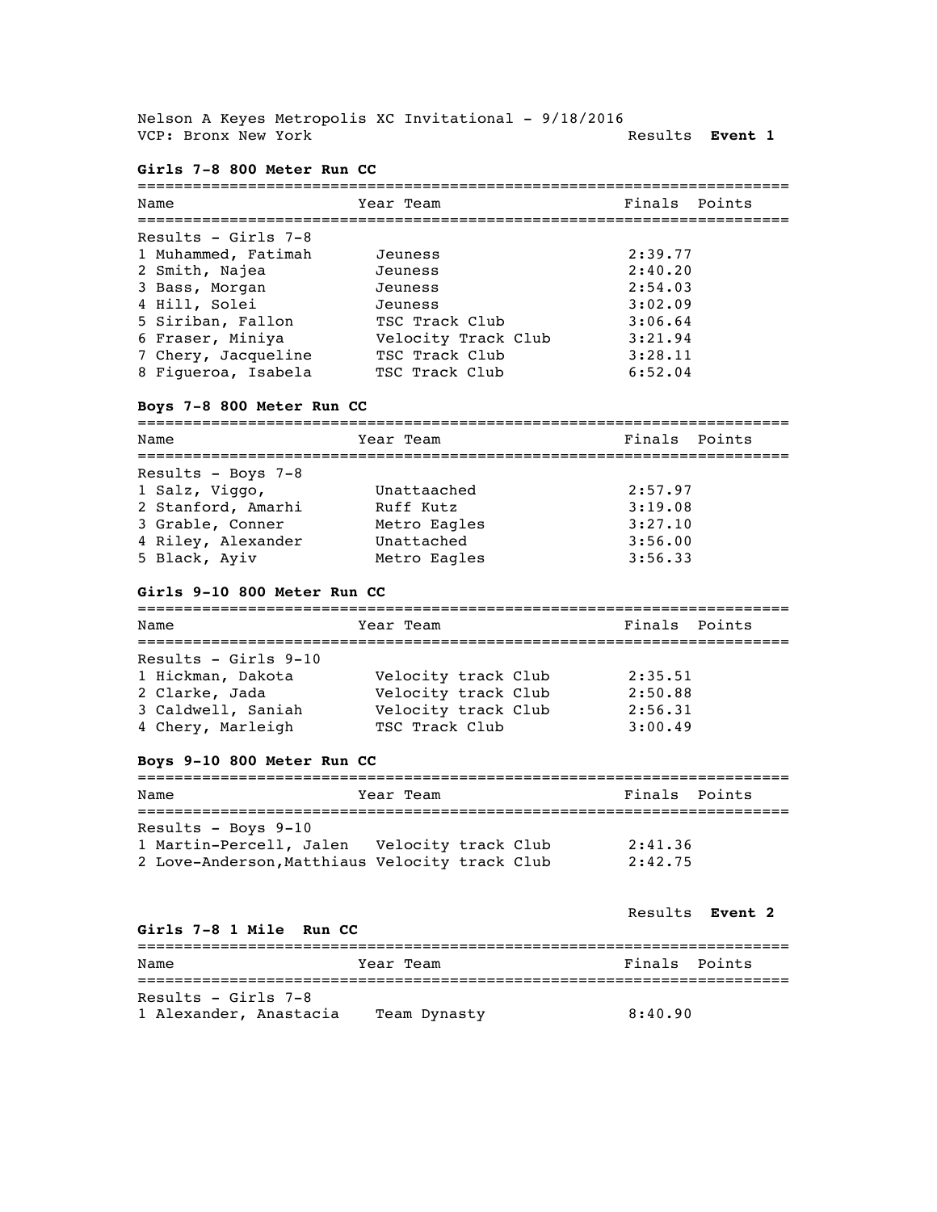Nelson A Keyes Metropolis XC Invitational - 9/18/2016
VCP: Bronx New York

Results **Event 1**

### Girls 7-8 800 Meter Run CC

Results - Girls 7-8

| Place | Name | Year | Team | Finals | Points |
|---|---|---|---|---|---|
| 1 | Muhammed, Fatimah | | Jeuness | 2:39.77 | |
| 2 | Smith, Najea | | Jeuness | 2:40.20 | |
| 3 | Bass, Morgan | | Jeuness | 2:54.03 | |
| 4 | Hill, Solei | | Jeuness | 3:02.09 | |
| 5 | Siriban, Fallon | | TSC Track Club | 3:06.64 | |
| 6 | Fraser, Miniya | | Velocity Track Club | 3:21.94 | |
| 7 | Chery, Jacqueline | | TSC Track Club | 3:28.11 | |
| 8 | Figueroa, Isabela | | TSC Track Club | 6:52.04 | |

### Boys 7-8 800 Meter Run CC

Results - Boys 7-8

| Place | Name | Year | Team | Finals | Points |
|---|---|---|---|---|---|
| 1 | Salz, Viggo, | | Unattaached | 2:57.97 | |
| 2 | Stanford, Amarhi | | Ruff Kutz | 3:19.08 | |
| 3 | Grable, Conner | | Metro Eagles | 3:27.10 | |
| 4 | Riley, Alexander | | Unattached | 3:56.00 | |
| 5 | Black, Ayiv | | Metro Eagles | 3:56.33 | |

### Girls 9-10 800 Meter Run CC

Results - Girls 9-10

| Place | Name | Year | Team | Finals | Points |
|---|---|---|---|---|---|
| 1 | Hickman, Dakota | | Velocity track Club | 2:35.51 | |
| 2 | Clarke, Jada | | Velocity track Club | 2:50.88 | |
| 3 | Caldwell, Saniah | | Velocity track Club | 2:56.31 | |
| 4 | Chery, Marleigh | | TSC Track Club | 3:00.49 | |

### Boys 9-10 800 Meter Run CC

Results - Boys 9-10

| Place | Name | Year | Team | Finals | Points |
|---|---|---|---|---|---|
| 1 | Martin-Percell, Jalen | | Velocity track Club | 2:41.36 | |
| 2 | Love-Anderson,Matthiaus | | Velocity track Club | 2:42.75 | |

Results **Event 2**

### Girls 7-8 1 Mile Run CC

Results - Girls 7-8

| Place | Name | Year | Team | Finals | Points |
|---|---|---|---|---|---|
| 1 | Alexander, Anastacia | | Team Dynasty | 8:40.90 | |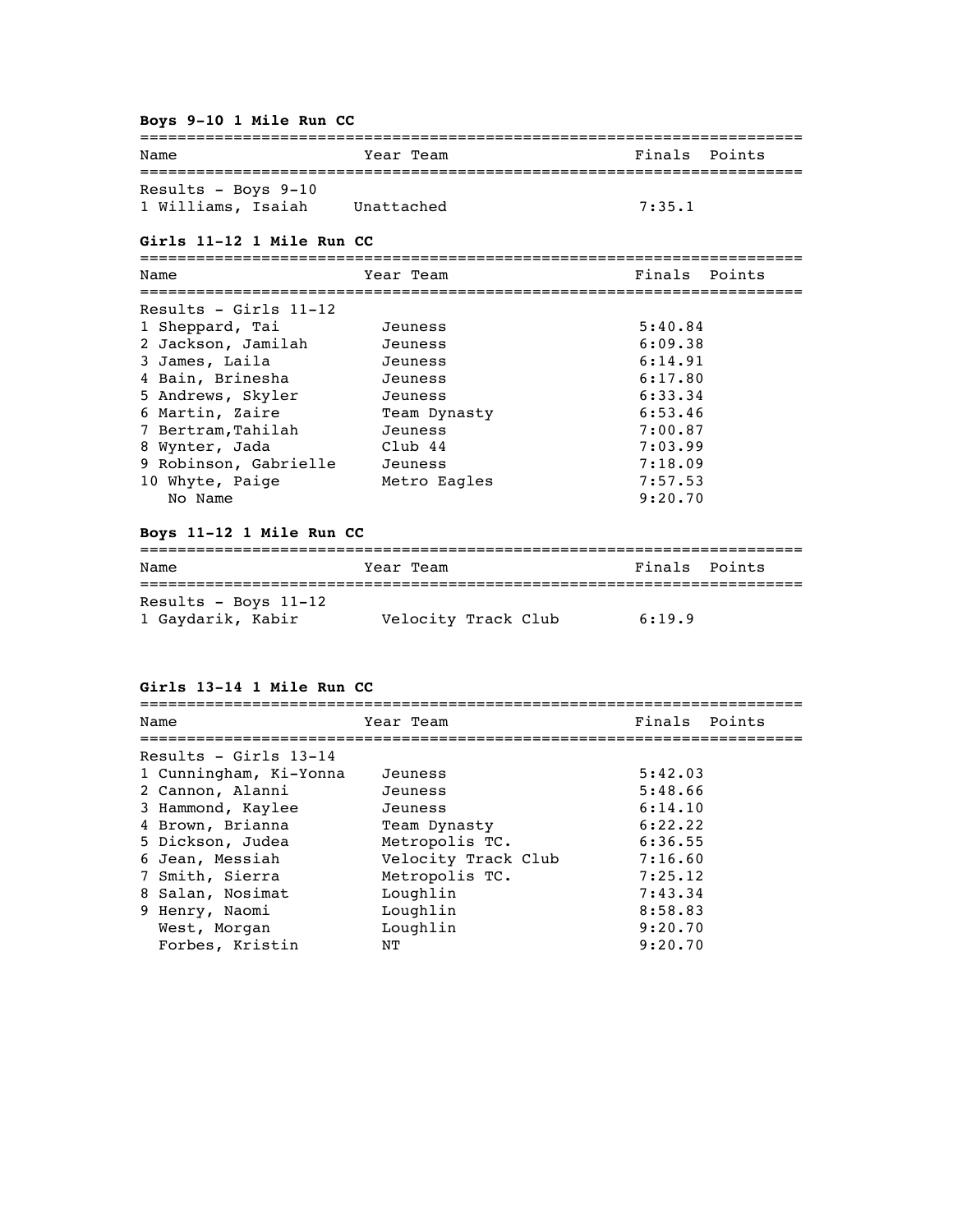**Boys 9-10 1 Mile Run CC**

| Name | Year | Team | Finals | Points |
|---|---|---|---|---|
| Results - Boys 9-10 | | | | |
| 1 Williams, Isaiah | | Unattached | 7:35.1 | |

**Girls 11-12 1 Mile Run CC**

| Name | Year | Team | Finals | Points |
|---|---|---|---|---|
| Results - Girls 11-12 | | | | |
| 1 Sheppard, Tai | | Jeuness | 5:40.84 | |
| 2 Jackson, Jamilah | | Jeuness | 6:09.38 | |
| 3 James, Laila | | Jeuness | 6:14.91 | |
| 4 Bain, Brinesha | | Jeuness | 6:17.80 | |
| 5 Andrews, Skyler | | Jeuness | 6:33.34 | |
| 6 Martin, Zaire | | Team Dynasty | 6:53.46 | |
| 7 Bertram,Tahilah | | Jeuness | 7:00.87 | |
| 8 Wynter, Jada | | Club 44 | 7:03.99 | |
| 9 Robinson, Gabrielle | | Jeuness | 7:18.09 | |
| 10 Whyte, Paige | | Metro Eagles | 7:57.53 | |
| No Name | | | 9:20.70 | |

**Boys 11-12 1 Mile Run CC**

| Name | Year | Team | Finals | Points |
|---|---|---|---|---|
| Results - Boys 11-12 | | | | |
| 1 Gaydarik, Kabir | | Velocity Track Club | 6:19.9 | |

**Girls 13-14 1 Mile Run CC**

| Name | Year | Team | Finals | Points |
|---|---|---|---|---|
| Results - Girls 13-14 | | | | |
| 1 Cunningham, Ki-Yonna | | Jeuness | 5:42.03 | |
| 2 Cannon, Alanni | | Jeuness | 5:48.66 | |
| 3 Hammond, Kaylee | | Jeuness | 6:14.10 | |
| 4 Brown, Brianna | | Team Dynasty | 6:22.22 | |
| 5 Dickson, Judea | | Metropolis TC. | 6:36.55 | |
| 6 Jean, Messiah | | Velocity Track Club | 7:16.60 | |
| 7 Smith, Sierra | | Metropolis TC. | 7:25.12 | |
| 8 Salan, Nosimat | | Loughlin | 7:43.34 | |
| 9 Henry, Naomi | | Loughlin | 8:58.83 | |
| West, Morgan | | Loughlin | 9:20.70 | |
| Forbes, Kristin | | NT | 9:20.70 | |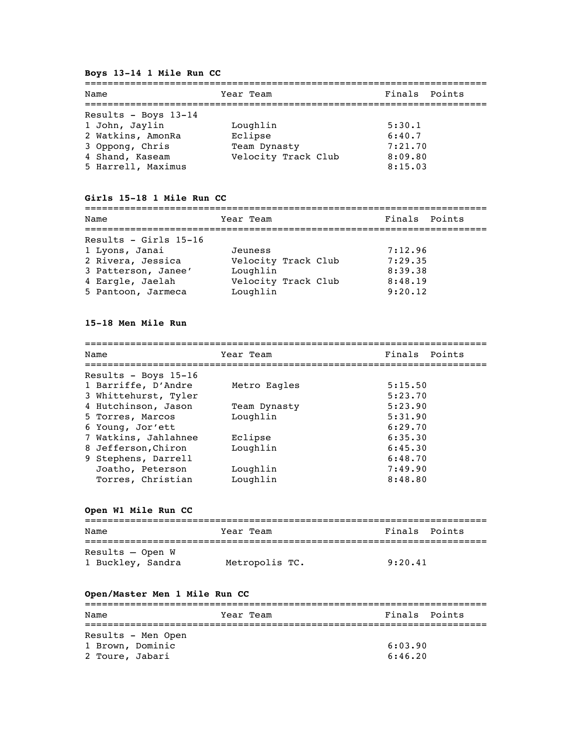**Boys 13-14 1 Mile Run CC**

| Name | Year Team | Finals | Points |
|---|---|---|---|
| Results - Boys 13-14 | | | |
| 1 John, Jaylin | Loughlin | 5:30.1 | |
| 2 Watkins, AmonRa | Eclipse | 6:40.7 | |
| 3 Oppong, Chris | Team Dynasty | 7:21.70 | |
| 4 Shand, Kaseam | Velocity Track Club | 8:09.80 | |
| 5 Harrell, Maximus | | 8:15.03 | |

**Girls 15-18 1 Mile Run CC**

| Name | Year Team | Finals | Points |
|---|---|---|---|
| Results - Girls 15-16 | | | |
| 1 Lyons, Janai | Jeuness | 7:12.96 | |
| 2 Rivera, Jessica | Velocity Track Club | 7:29.35 | |
| 3 Patterson, Janee' | Loughlin | 8:39.38 | |
| 4 Eargle, Jaelah | Velocity Track Club | 8:48.19 | |
| 5 Pantoon, Jarmeca | Loughlin | 9:20.12 | |

**15-18 Men Mile Run**

| Name | Year Team | Finals | Points |
|---|---|---|---|
| Results - Boys 15-16 | | | |
| 1 Barriffe, D'Andre | Metro Eagles | 5:15.50 | |
| 3 Whittehurst, Tyler | | 5:23.70 | |
| 4 Hutchinson, Jason | Team Dynasty | 5:23.90 | |
| 5 Torres, Marcos | Loughlin | 5:31.90 | |
| 6 Young, Jor'ett | | 6:29.70 | |
| 7 Watkins, Jahlahnee | Eclipse | 6:35.30 | |
| 8 Jefferson,Chiron | Loughlin | 6:45.30 | |
| 9 Stephens, Darrell | | 6:48.70 | |
| Joatho, Peterson | Loughlin | 7:49.90 | |
| Torres, Christian | Loughlin | 8:48.80 | |

**Open W1 Mile Run CC**

| Name | Year Team | Finals | Points |
|---|---|---|---|
| Results – Open W | | | |
| 1 Buckley, Sandra | Metropolis TC. | 9:20.41 | |

**Open/Master Men 1 Mile Run CC**

| Name | Year Team | Finals | Points |
|---|---|---|---|
| Results - Men Open | | | |
| 1 Brown, Dominic | | 6:03.90 | |
| 2 Toure, Jabari | | 6:46.20 | |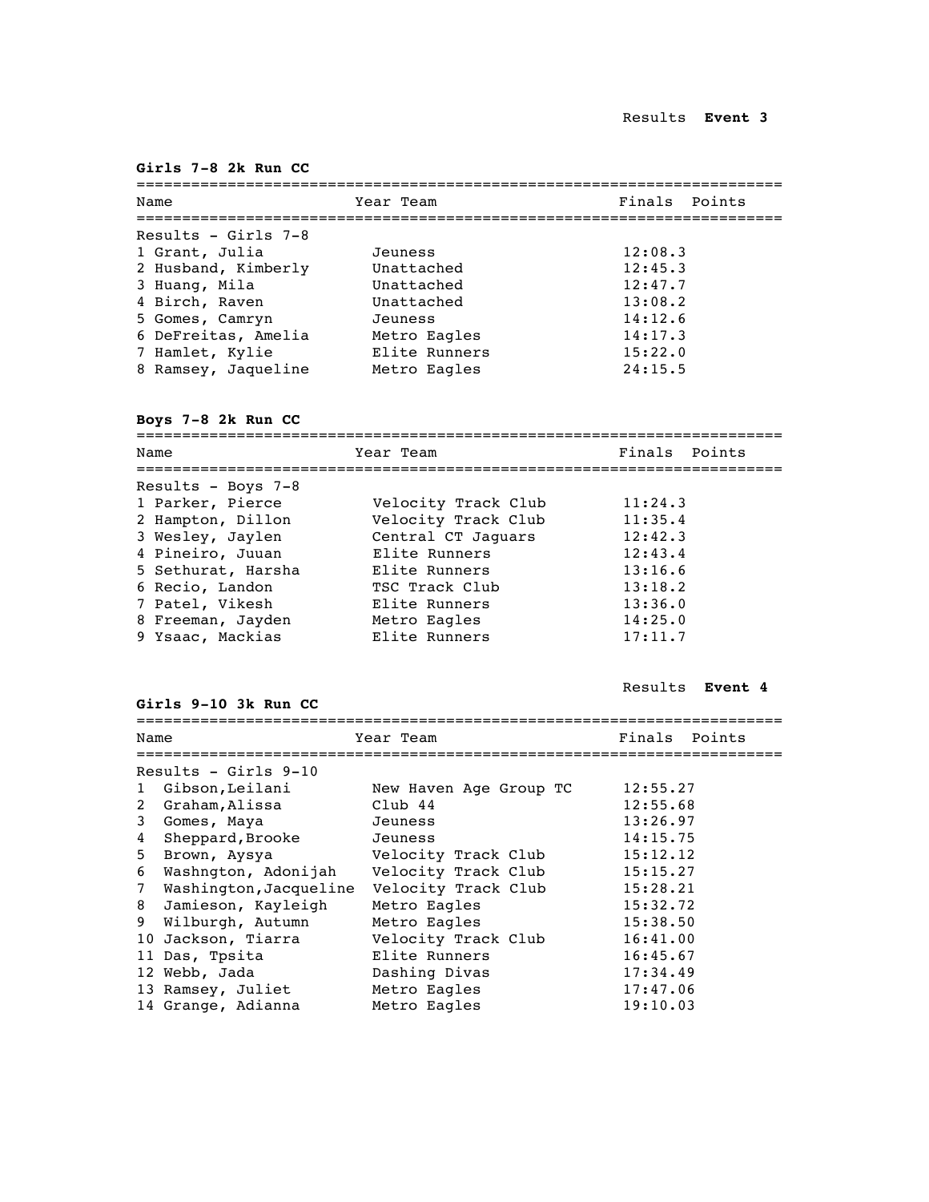Results **Event 3**

**Girls 7-8 2k Run CC**

| Place | Name | Year | Team | Finals | Points |
|---|---|---|---|---|---|
| Results - Girls 7-8 | | | | | |
| 1 | Grant, Julia | | Jeuness | 12:08.3 | |
| 2 | Husband, Kimberly | | Unattached | 12:45.3 | |
| 3 | Huang, Mila | | Unattached | 12:47.7 | |
| 4 | Birch, Raven | | Unattached | 13:08.2 | |
| 5 | Gomes, Camryn | | Jeuness | 14:12.6 | |
| 6 | DeFreitas, Amelia | | Metro Eagles | 14:17.3 | |
| 7 | Hamlet, Kylie | | Elite Runners | 15:22.0 | |
| 8 | Ramsey, Jaqueline | | Metro Eagles | 24:15.5 | |

**Boys 7-8 2k Run CC**

| Place | Name | Year | Team | Finals | Points |
|---|---|---|---|---|---|
| Results - Boys 7-8 | | | | | |
| 1 | Parker, Pierce | | Velocity Track Club | 11:24.3 | |
| 2 | Hampton, Dillon | | Velocity Track Club | 11:35.4 | |
| 3 | Wesley, Jaylen | | Central CT Jaguars | 12:42.3 | |
| 4 | Pineiro, Juuan | | Elite Runners | 12:43.4 | |
| 5 | Sethurat, Harsha | | Elite Runners | 13:16.6 | |
| 6 | Recio, Landon | | TSC Track Club | 13:18.2 | |
| 7 | Patel, Vikesh | | Elite Runners | 13:36.0 | |
| 8 | Freeman, Jayden | | Metro Eagles | 14:25.0 | |
| 9 | Ysaac, Mackias | | Elite Runners | 17:11.7 | |

Results **Event 4**

**Girls 9-10 3k Run CC**

| Place | Name | Year | Team | Finals | Points |
|---|---|---|---|---|---|
| Results - Girls 9-10 | | | | | |
| 1 | Gibson,Leilani | | New Haven Age Group TC | 12:55.27 | |
| 2 | Graham,Alissa | | Club 44 | 12:55.68 | |
| 3 | Gomes, Maya | | Jeuness | 13:26.97 | |
| 4 | Sheppard,Brooke | | Jeuness | 14:15.75 | |
| 5 | Brown, Aysya | | Velocity Track Club | 15:12.12 | |
| 6 | Washngton, Adonijah | | Velocity Track Club | 15:15.27 | |
| 7 | Washington,Jacqueline | | Velocity Track Club | 15:28.21 | |
| 8 | Jamieson, Kayleigh | | Metro Eagles | 15:32.72 | |
| 9 | Wilburgh, Autumn | | Metro Eagles | 15:38.50 | |
| 10 | Jackson, Tiarra | | Velocity Track Club | 16:41.00 | |
| 11 | Das, Tpsita | | Elite Runners | 16:45.67 | |
| 12 | Webb, Jada | | Dashing Divas | 17:34.49 | |
| 13 | Ramsey, Juliet | | Metro Eagles | 17:47.06 | |
| 14 | Grange, Adianna | | Metro Eagles | 19:10.03 | |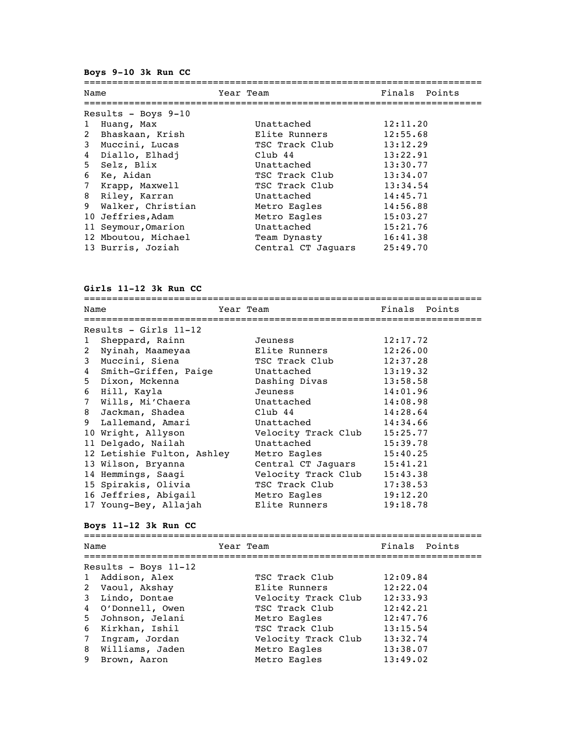**Boys 9-10 3k Run CC**

Results - Boys 9-10

| Place | Name | Year | Team | Finals | Points |
|---|---|---|---|---|---|
| 1 | Huang, Max | | Unattached | 12:11.20 | |
| 2 | Bhaskaan, Krish | | Elite Runners | 12:55.68 | |
| 3 | Muccini, Lucas | | TSC Track Club | 13:12.29 | |
| 4 | Diallo, Elhadj | | Club 44 | 13:22.91 | |
| 5 | Selz, Blix | | Unattached | 13:30.77 | |
| 6 | Ke, Aidan | | TSC Track Club | 13:34.07 | |
| 7 | Krapp, Maxwell | | TSC Track Club | 13:34.54 | |
| 8 | Riley, Karran | | Unattached | 14:45.71 | |
| 9 | Walker, Christian | | Metro Eagles | 14:56.88 | |
| 10 | Jeffries,Adam | | Metro Eagles | 15:03.27 | |
| 11 | Seymour,Omarion | | Unattached | 15:21.76 | |
| 12 | Mboutou, Michael | | Team Dynasty | 16:41.38 | |
| 13 | Burris, Joziah | | Central CT Jaguars | 25:49.70 | |

**Girls 11-12 3k Run CC**

Results - Girls 11-12

| Place | Name | Year | Team | Finals | Points |
|---|---|---|---|---|---|
| 1 | Sheppard, Rainn | | Jeuness | 12:17.72 | |
| 2 | Nyinah, Maameyaa | | Elite Runners | 12:26.00 | |
| 3 | Muccini, Siena | | TSC Track Club | 12:37.28 | |
| 4 | Smith-Griffen, Paige | | Unattached | 13:19.32 | |
| 5 | Dixon, Mckenna | | Dashing Divas | 13:58.58 | |
| 6 | Hill, Kayla | | Jeuness | 14:01.96 | |
| 7 | Wills, Mi'Chaera | | Unattached | 14:08.98 | |
| 8 | Jackman, Shadea | | Club 44 | 14:28.64 | |
| 9 | Lallemand, Amari | | Unattached | 14:34.66 | |
| 10 | Wright, Allyson | | Velocity Track Club | 15:25.77 | |
| 11 | Delgado, Nailah | | Unattached | 15:39.78 | |
| 12 | Letishie Fulton, Ashley | | Metro Eagles | 15:40.25 | |
| 13 | Wilson, Bryanna | | Central CT Jaguars | 15:41.21 | |
| 14 | Hemmings, Saagi | | Velocity Track Club | 15:43.38 | |
| 15 | Spirakis, Olivia | | TSC Track Club | 17:38.53 | |
| 16 | Jeffries, Abigail | | Metro Eagles | 19:12.20 | |
| 17 | Young-Bey, Allajah | | Elite Runners | 19:18.78 | |

**Boys 11-12 3k Run CC**

Results - Boys 11-12

| Place | Name | Year | Team | Finals | Points |
|---|---|---|---|---|---|
| 1 | Addison, Alex | | TSC Track Club | 12:09.84 | |
| 2 | Vaoul, Akshay | | Elite Runners | 12:22.04 | |
| 3 | Lindo, Dontae | | Velocity Track Club | 12:33.93 | |
| 4 | O'Donnell, Owen | | TSC Track Club | 12:42.21 | |
| 5 | Johnson, Jelani | | Metro Eagles | 12:47.76 | |
| 6 | Kirkhan, Ishil | | TSC Track Club | 13:15.54 | |
| 7 | Ingram, Jordan | | Velocity Track Club | 13:32.74 | |
| 8 | Williams, Jaden | | Metro Eagles | 13:38.07 | |
| 9 | Brown, Aaron | | Metro Eagles | 13:49.02 | |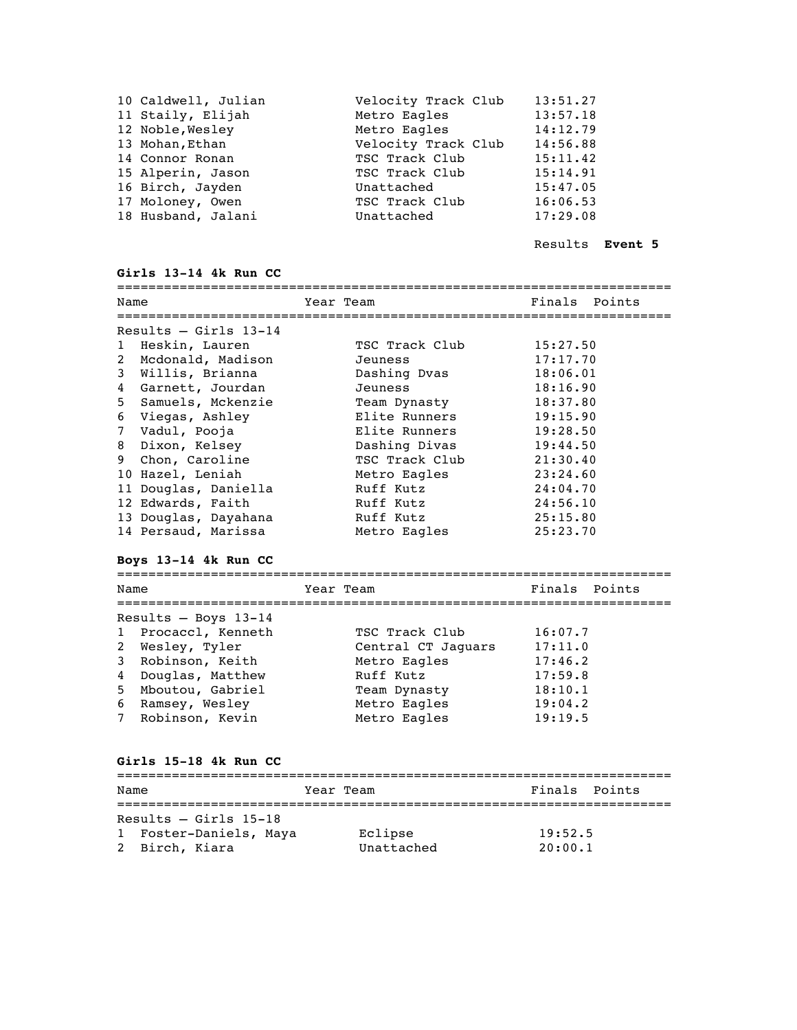| | | |
|---|---|---|
| 10 Caldwell, Julian | Velocity Track Club | 13:51.27 |
| 11 Staily, Elijah | Metro Eagles | 13:57.18 |
| 12 Noble,Wesley | Metro Eagles | 14:12.79 |
| 13 Mohan,Ethan | Velocity Track Club | 14:56.88 |
| 14 Connor Ronan | TSC Track Club | 15:11.42 |
| 15 Alperin, Jason | TSC Track Club | 15:14.91 |
| 16 Birch, Jayden | Unattached | 15:47.05 |
| 17 Moloney, Owen | TSC Track Club | 16:06.53 |
| 18 Husband, Jalani | Unattached | 17:29.08 |

Results **Event 5**

### Girls 13-14 4k Run CC

Results – Girls 13-14

| Name | Year | Team | Finals | Points |
|---|---|---|---|---|
| 1 Heskin, Lauren | | TSC Track Club | 15:27.50 | |
| 2 Mcdonald, Madison | | Jeuness | 17:17.70 | |
| 3 Willis, Brianna | | Dashing Dvas | 18:06.01 | |
| 4 Garnett, Jourdan | | Jeuness | 18:16.90 | |
| 5 Samuels, Mckenzie | | Team Dynasty | 18:37.80 | |
| 6 Viegas, Ashley | | Elite Runners | 19:15.90 | |
| 7 Vadul, Pooja | | Elite Runners | 19:28.50 | |
| 8 Dixon, Kelsey | | Dashing Divas | 19:44.50 | |
| 9 Chon, Caroline | | TSC Track Club | 21:30.40 | |
| 10 Hazel, Leniah | | Metro Eagles | 23:24.60 | |
| 11 Douglas, Daniella | | Ruff Kutz | 24:04.70 | |
| 12 Edwards, Faith | | Ruff Kutz | 24:56.10 | |
| 13 Douglas, Dayahana | | Ruff Kutz | 25:15.80 | |
| 14 Persaud, Marissa | | Metro Eagles | 25:23.70 | |

### Boys 13-14 4k Run CC

Results – Boys 13-14

| Name | Year | Team | Finals | Points |
|---|---|---|---|---|
| 1 Procaccl, Kenneth | | TSC Track Club | 16:07.7 | |
| 2 Wesley, Tyler | | Central CT Jaguars | 17:11.0 | |
| 3 Robinson, Keith | | Metro Eagles | 17:46.2 | |
| 4 Douglas, Matthew | | Ruff Kutz | 17:59.8 | |
| 5 Mboutou, Gabriel | | Team Dynasty | 18:10.1 | |
| 6 Ramsey, Wesley | | Metro Eagles | 19:04.2 | |
| 7 Robinson, Kevin | | Metro Eagles | 19:19.5 | |

### Girls 15-18 4k Run CC

Results – Girls 15-18

| Name | Year | Team | Finals | Points |
|---|---|---|---|---|
| 1 Foster-Daniels, Maya | | Eclipse | 19:52.5 | |
| 2 Birch, Kiara | | Unattached | 20:00.1 | |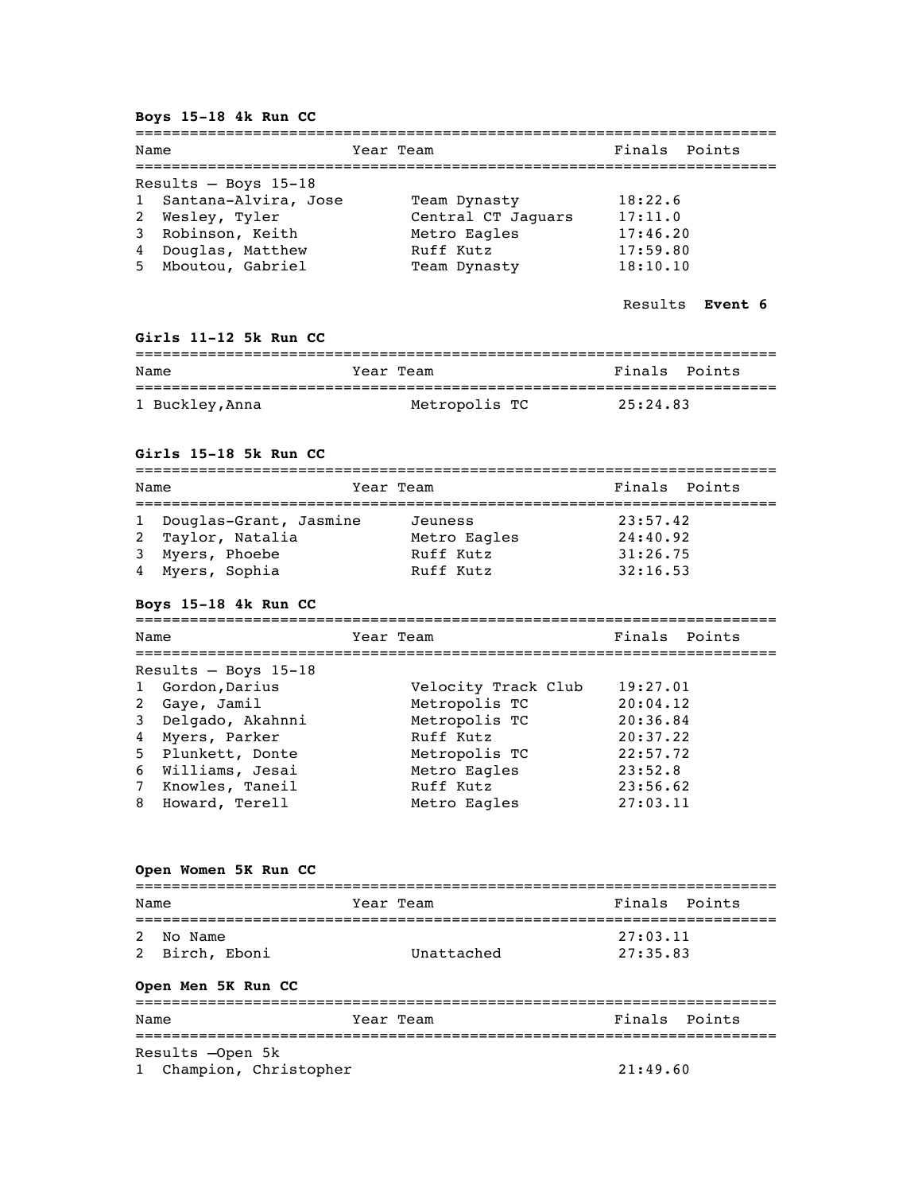**Boys 15-18 4k Run CC**

| Name | Year | Team | Finals | Points |
|---|---|---|---|---|
| Results – Boys 15-18 | | | | |
| 1 Santana-Alvira, Jose | | Team Dynasty | 18:22.6 | |
| 2 Wesley, Tyler | | Central CT Jaguars | 17:11.0 | |
| 3 Robinson, Keith | | Metro Eagles | 17:46.20 | |
| 4 Douglas, Matthew | | Ruff Kutz | 17:59.80 | |
| 5 Mboutou, Gabriel | | Team Dynasty | 18:10.10 | |

Results **Event 6**

**Girls 11-12 5k Run CC**

| Name | Year | Team | Finals | Points |
|---|---|---|---|---|
| 1 Buckley,Anna | | Metropolis TC | 25:24.83 | |

**Girls 15-18 5k Run CC**

| Name | Year | Team | Finals | Points |
|---|---|---|---|---|
| 1 Douglas-Grant, Jasmine | | Jeuness | 23:57.42 | |
| 2 Taylor, Natalia | | Metro Eagles | 24:40.92 | |
| 3 Myers, Phoebe | | Ruff Kutz | 31:26.75 | |
| 4 Myers, Sophia | | Ruff Kutz | 32:16.53 | |

**Boys 15-18 4k Run CC**

| Name | Year | Team | Finals | Points |
|---|---|---|---|---|
| Results – Boys 15-18 | | | | |
| 1 Gordon,Darius | | Velocity Track Club | 19:27.01 | |
| 2 Gaye, Jamil | | Metropolis TC | 20:04.12 | |
| 3 Delgado, Akahnni | | Metropolis TC | 20:36.84 | |
| 4 Myers, Parker | | Ruff Kutz | 20:37.22 | |
| 5 Plunkett, Donte | | Metropolis TC | 22:57.72 | |
| 6 Williams, Jesai | | Metro Eagles | 23:52.8 | |
| 7 Knowles, Taneil | | Ruff Kutz | 23:56.62 | |
| 8 Howard, Terell | | Metro Eagles | 27:03.11 | |

**Open Women 5K Run CC**

| Name | Year | Team | Finals | Points |
|---|---|---|---|---|
| 2 No Name | | | 27:03.11 | |
| 2 Birch, Eboni | | Unattached | 27:35.83 | |

**Open Men 5K Run CC**

| Name | Year | Team | Finals | Points |
|---|---|---|---|---|
| Results –Open 5k | | | | |
| 1 Champion, Christopher | | | 21:49.60 | |